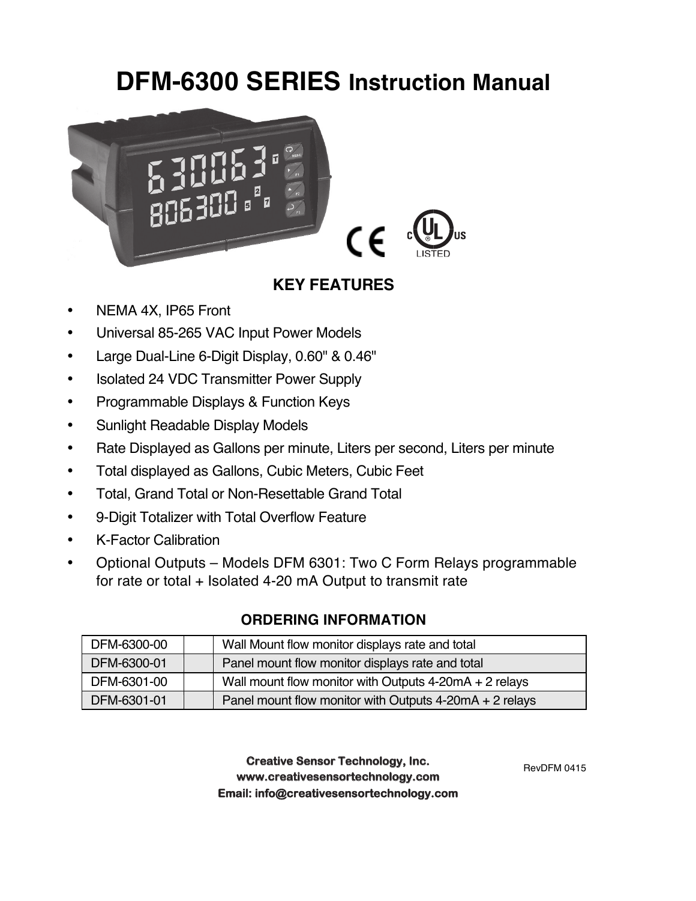# DFM-6300 SERIES Instruction Manual

## KEY FEATURES

- NEMA 4X, IP65 Front
- Universal 85-265 VAC Input Power Models
- Large Dual-Line 6-Digit Display, 0.60" & 0.46"
- Isolated 24 VDC Transmitter Power Supply
- Programmable Displays & Function Keys
- Sunlight Readable Display Models
- Rate Displayed as Gallons per minute, Liters per second, Liters per minute
- Total displayed as Gallons, Cubic Meters, Cubic Feet
- Total, Grand Total or Non-Resettable Grand Total
- 9-Digit Totalizer with Total Overflow Feature
- K-Factor Calibration
- Optional Outputs – Models DFM 6301: Two C Form Relays programmable for rate or total + Isolated 4-20 mA Output to transmit rate

## ORDERING INFORMATION

| | | |
|---|---|---|
| DFM-6300-00 | | Wall Mount flow monitor displays rate and total |
| DFM-6300-01 | | Panel mount flow monitor displays rate and total |
| DFM-6301-00 | | Wall mount flow monitor with Outputs 4-20mA + 2 relays |
| DFM-6301-01 | | Panel mount flow monitor with Outputs 4-20mA + 2 relays |

**Creative Sensor Technology, Inc.**
**www.creativesensortechnology.com**
**Email: info@creativesensortechnology.com**

RevDFM 0415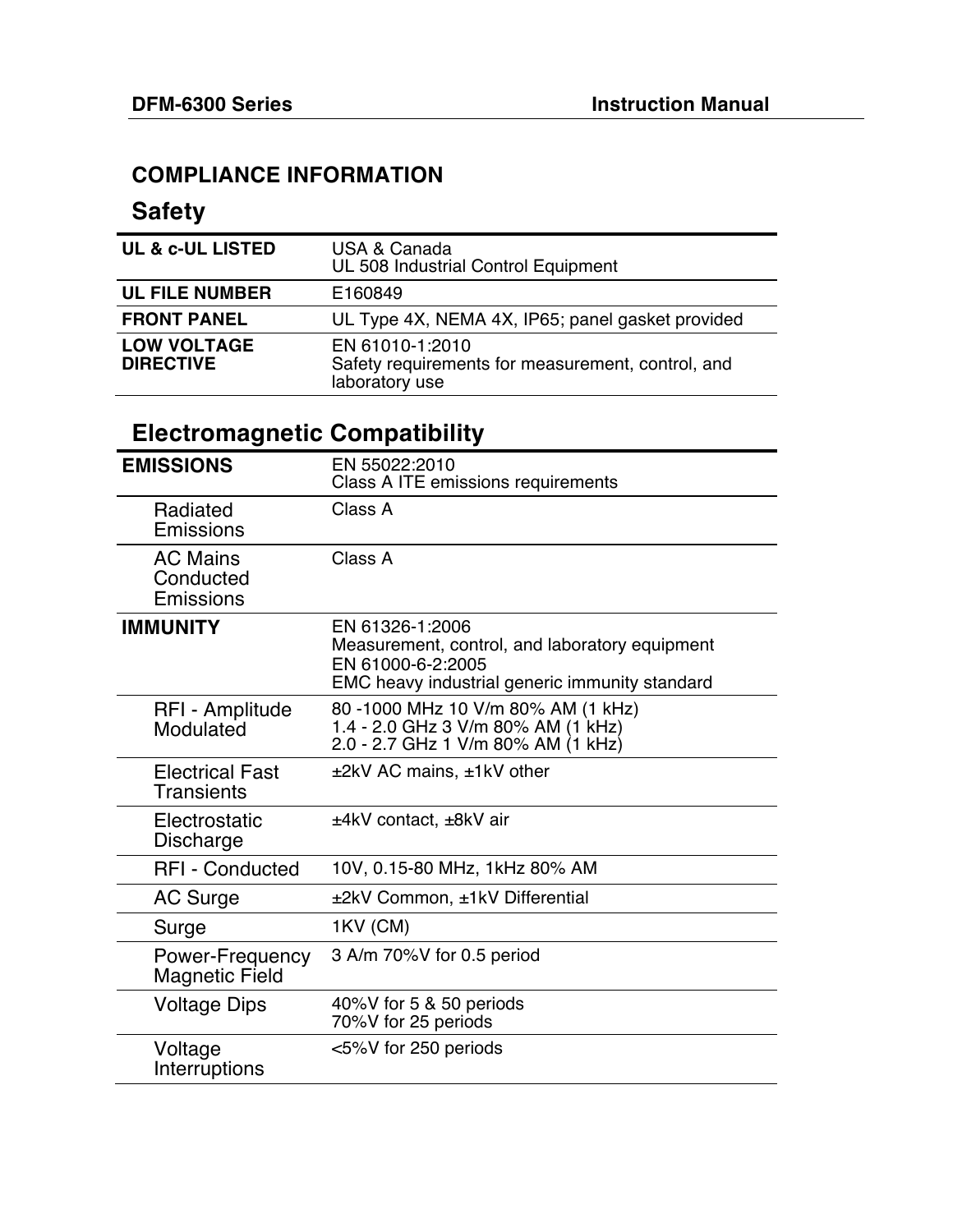# COMPLIANCE INFORMATION

## Safety

| | |
|---|---|
| **UL & c-UL LISTED** | USA & Canada<br>UL 508 Industrial Control Equipment |
| **UL FILE NUMBER** | E160849 |
| **FRONT PANEL** | UL Type 4X, NEMA 4X, IP65; panel gasket provided |
| **LOW VOLTAGE DIRECTIVE** | EN 61010-1:2010<br>Safety requirements for measurement, control, and laboratory use |

## Electromagnetic Compatibility

| | |
|---|---|
| **EMISSIONS** | EN 55022:2010<br>Class A ITE emissions requirements |
| Radiated Emissions | Class A |
| AC Mains Conducted Emissions | Class A |
| **IMMUNITY** | EN 61326-1:2006<br>Measurement, control, and laboratory equipment<br>EN 61000-6-2:2005<br>EMC heavy industrial generic immunity standard |
| RFI - Amplitude Modulated | 80 -1000 MHz 10 V/m 80% AM (1 kHz)<br>1.4 - 2.0 GHz 3 V/m 80% AM (1 kHz)<br>2.0 - 2.7 GHz 1 V/m 80% AM (1 kHz) |
| Electrical Fast Transients | ±2kV AC mains, ±1kV other |
| Electrostatic Discharge | ±4kV contact, ±8kV air |
| RFI - Conducted | 10V, 0.15-80 MHz, 1kHz 80% AM |
| AC Surge | ±2kV Common, ±1kV Differential |
| Surge | 1KV (CM) |
| Power-Frequency Magnetic Field | 3 A/m 70%V for 0.5 period |
| Voltage Dips | 40%V for 5 & 50 periods<br>70%V for 25 periods |
| Voltage Interruptions | <5%V for 250 periods |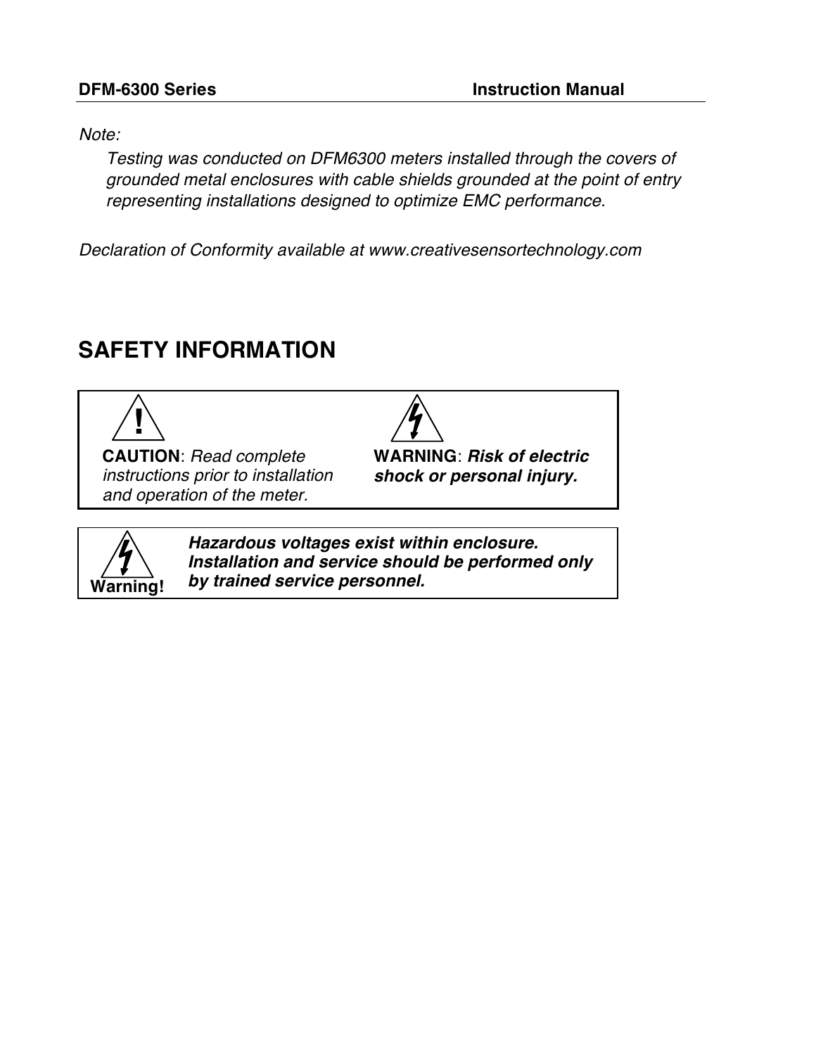*Note:*

*Testing was conducted on DFM6300 meters installed through the covers of grounded metal enclosures with cable shields grounded at the point of entry representing installations designed to optimize EMC performance.*

*Declaration of Conformity available at www.creativesensortechnology.com*

# SAFETY INFORMATION

| **CAUTION**: *Read complete instructions prior to installation and operation of the meter.* | **WARNING**: ***Risk of electric shock or personal injury.*** |
|---|---|

**Warning!** ***Hazardous voltages exist within enclosure. Installation and service should be performed only by trained service personnel.***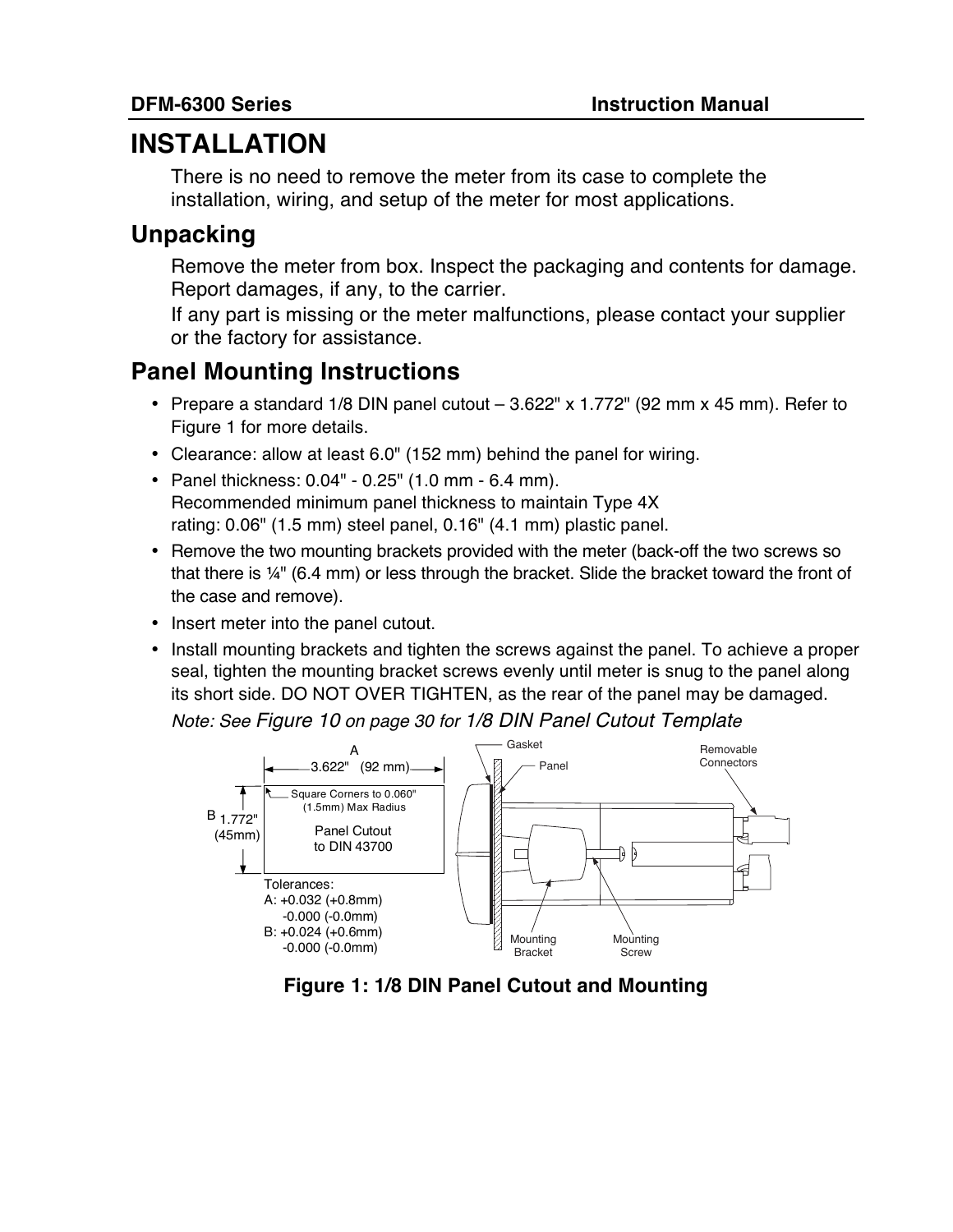# INSTALLATION

There is no need to remove the meter from its case to complete the installation, wiring, and setup of the meter for most applications.

## Unpacking

Remove the meter from box. Inspect the packaging and contents for damage. Report damages, if any, to the carrier.

If any part is missing or the meter malfunctions, please contact your supplier or the factory for assistance.

## Panel Mounting Instructions

- Prepare a standard 1/8 DIN panel cutout – 3.622" x 1.772" (92 mm x 45 mm). Refer to Figure 1 for more details.
- Clearance: allow at least 6.0" (152 mm) behind the panel for wiring.
- Panel thickness: 0.04" - 0.25" (1.0 mm - 6.4 mm).
  Recommended minimum panel thickness to maintain Type 4X rating: 0.06" (1.5 mm) steel panel, 0.16" (4.1 mm) plastic panel.
- Remove the two mounting brackets provided with the meter (back-off the two screws so that there is ¼" (6.4 mm) or less through the bracket. Slide the bracket toward the front of the case and remove).
- Insert meter into the panel cutout.
- Install mounting brackets and tighten the screws against the panel. To achieve a proper seal, tighten the mounting bracket screws evenly until meter is snug to the panel along its short side. DO NOT OVER TIGHTEN, as the rear of the panel may be damaged.

*Note: See Figure 10 on page 30 for 1/8 DIN Panel Cutout Template*

A 3.622" (92 mm)

B 1.772" (45mm)

Square Corners to 0.060" (1.5mm) Max Radius

Panel Cutout to DIN 43700

Tolerances:
A: +0.032 (+0.8mm) -0.000 (-0.0mm)
B: +0.024 (+0.6mm) -0.000 (-0.0mm)

Gasket, Panel, Removable Connectors, Mounting Bracket, Mounting Screw

**Figure 1: 1/8 DIN Panel Cutout and Mounting**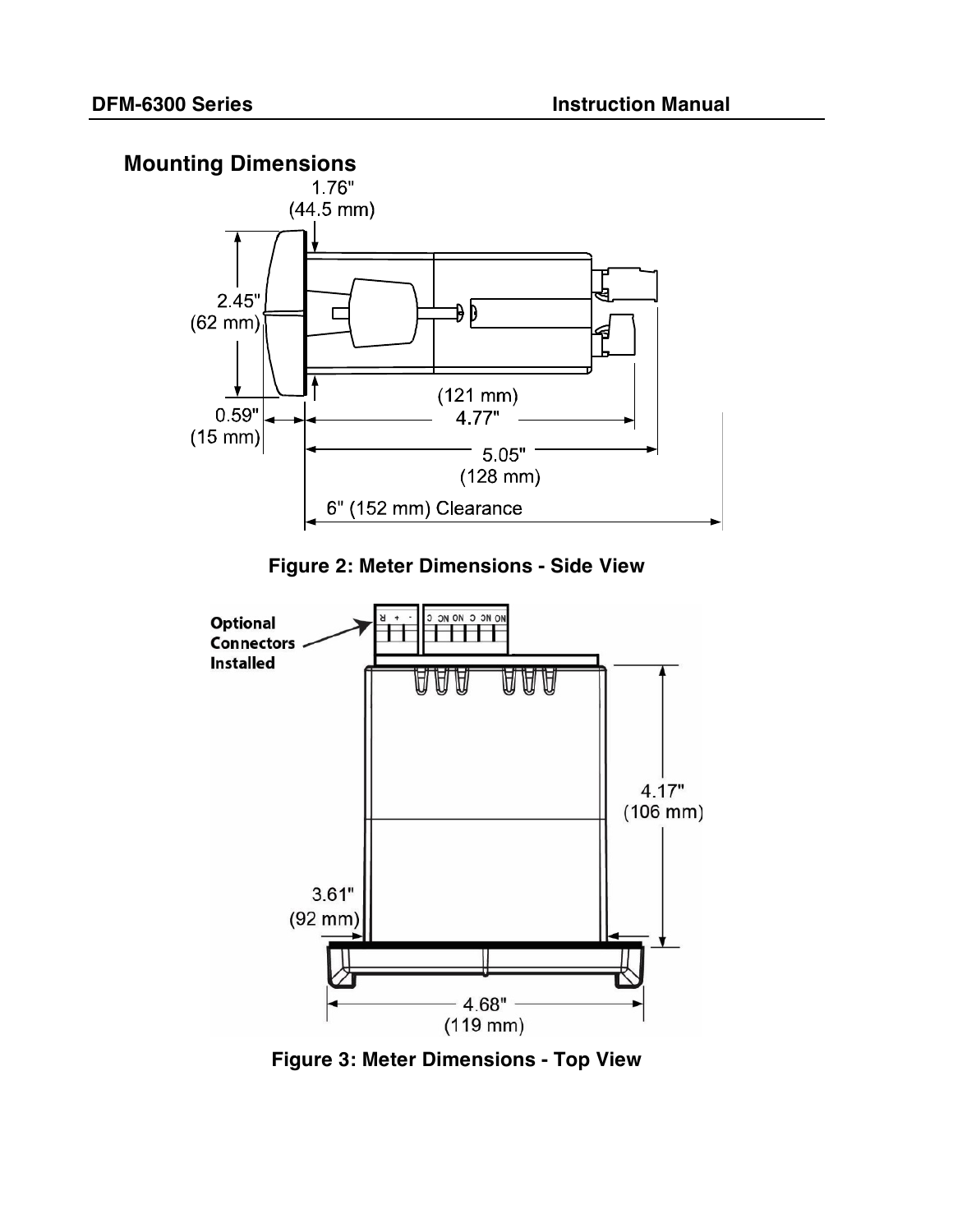## Mounting Dimensions

1.76"
(44.5 mm)

2.45"
(62 mm)

0.59"
(15 mm)

(121 mm)
4.77"

5.05"
(128 mm)

6" (152 mm) Clearance

**Figure 2: Meter Dimensions - Side View**

Optional Connectors Installed

R + - C NO NC C NO NC C NO NC

4.17"
(106 mm)

3.61"
(92 mm)

4.68"
(119 mm)

**Figure 3: Meter Dimensions - Top View**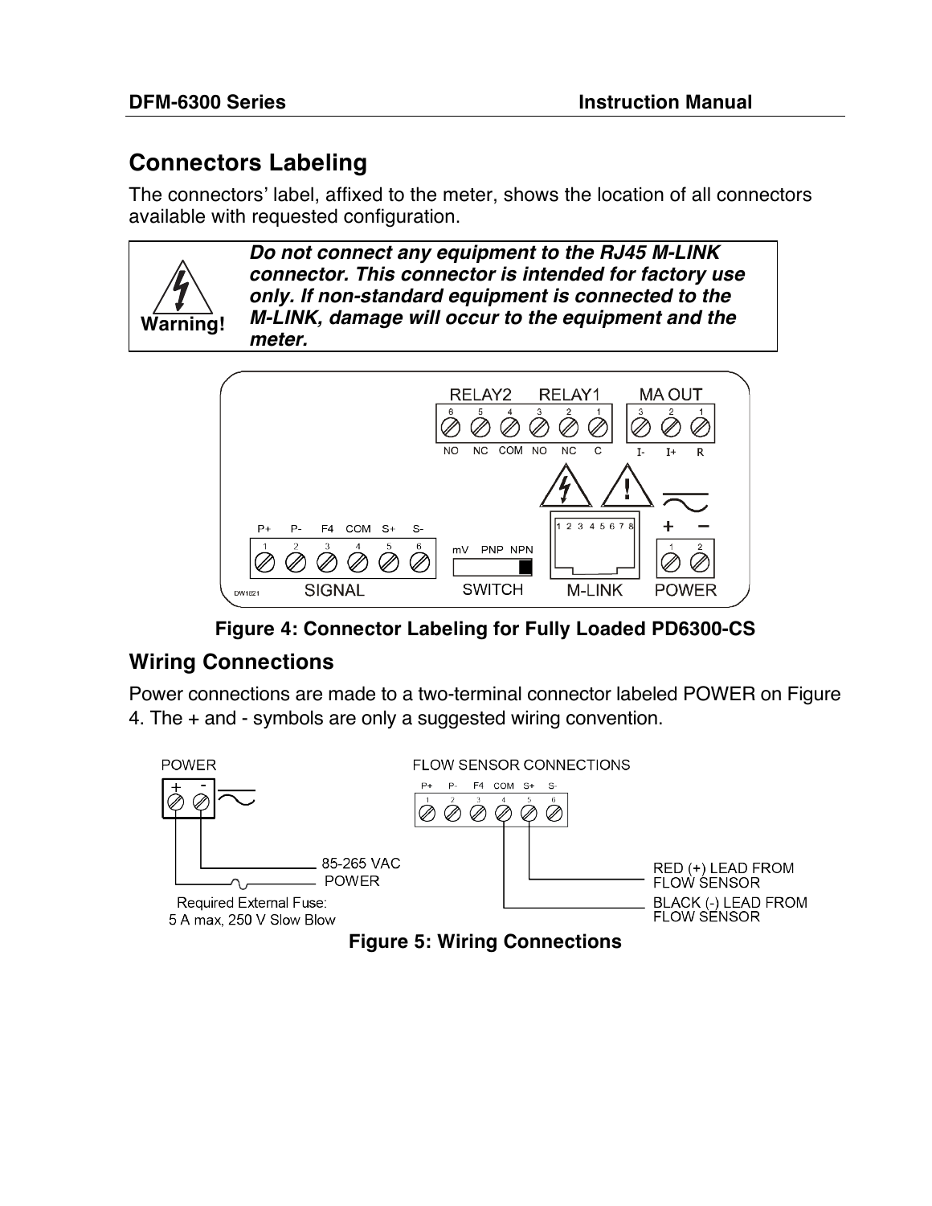## Connectors Labeling

The connectors' label, affixed to the meter, shows the location of all connectors available with requested configuration.

**Warning!** ***Do not connect any equipment to the RJ45 M-LINK connector. This connector is intended for factory use only. If non-standard equipment is connected to the M-LINK, damage will occur to the equipment and the meter.***

**Figure 4: Connector Labeling for Fully Loaded PD6300-CS**

## Wiring Connections

Power connections are made to a two-terminal connector labeled POWER on Figure 4. The + and - symbols are only a suggested wiring convention.

**Figure 5: Wiring Connections**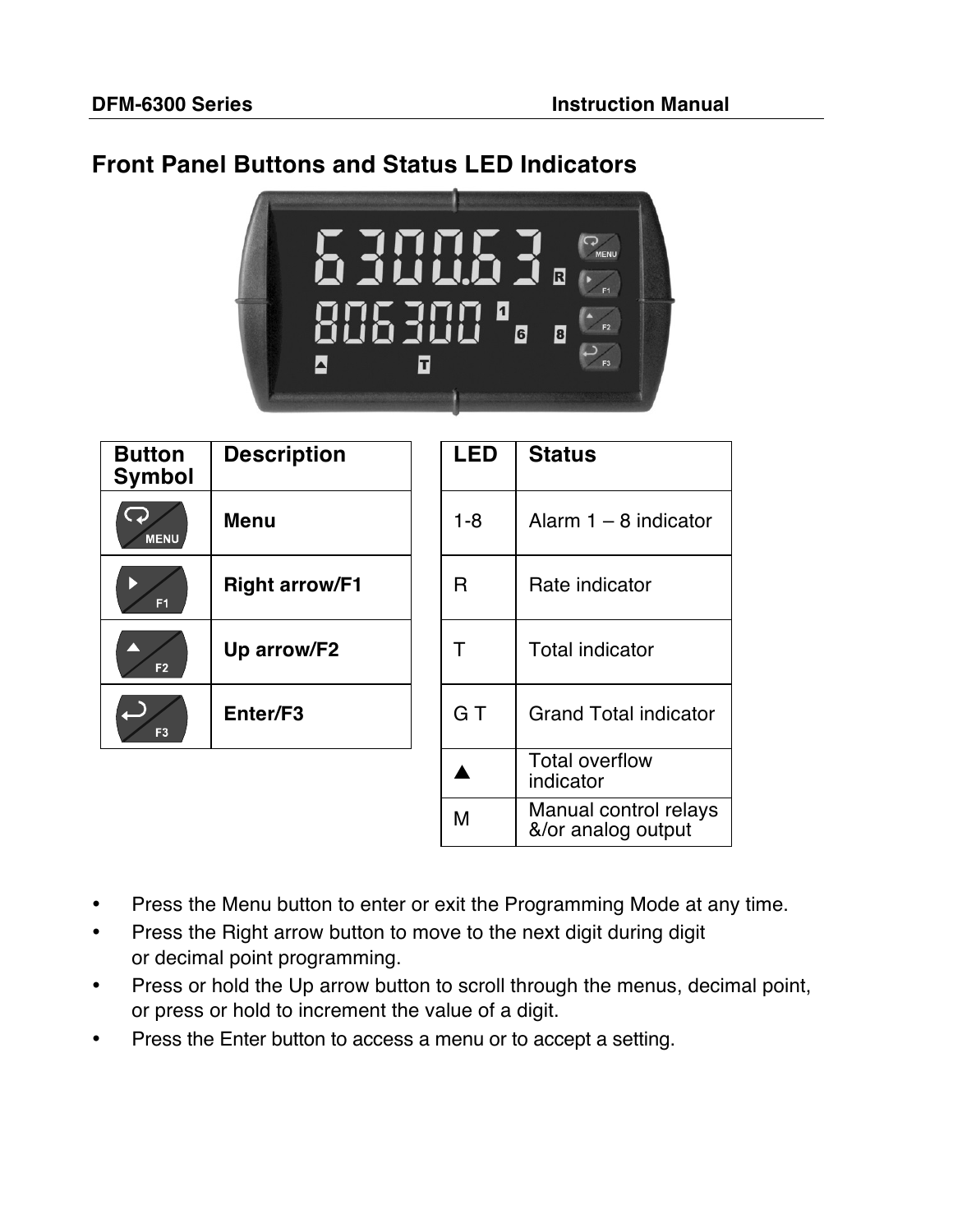## Front Panel Buttons and Status LED Indicators

| Button Symbol | Description |
|---|---|
| MENU | **Menu** |
| F1 | **Right arrow/F1** |
| F2 | **Up arrow/F2** |
| F3 | **Enter/F3** |

| LED | Status |
|---|---|
| 1-8 | Alarm 1 – 8 indicator |
| R | Rate indicator |
| T | Total indicator |
| G T | Grand Total indicator |
| ▲ | Total overflow indicator |
| M | Manual control relays &/or analog output |

- Press the Menu button to enter or exit the Programming Mode at any time.
- Press the Right arrow button to move to the next digit during digit or decimal point programming.
- Press or hold the Up arrow button to scroll through the menus, decimal point, or press or hold to increment the value of a digit.
- Press the Enter button to access a menu or to accept a setting.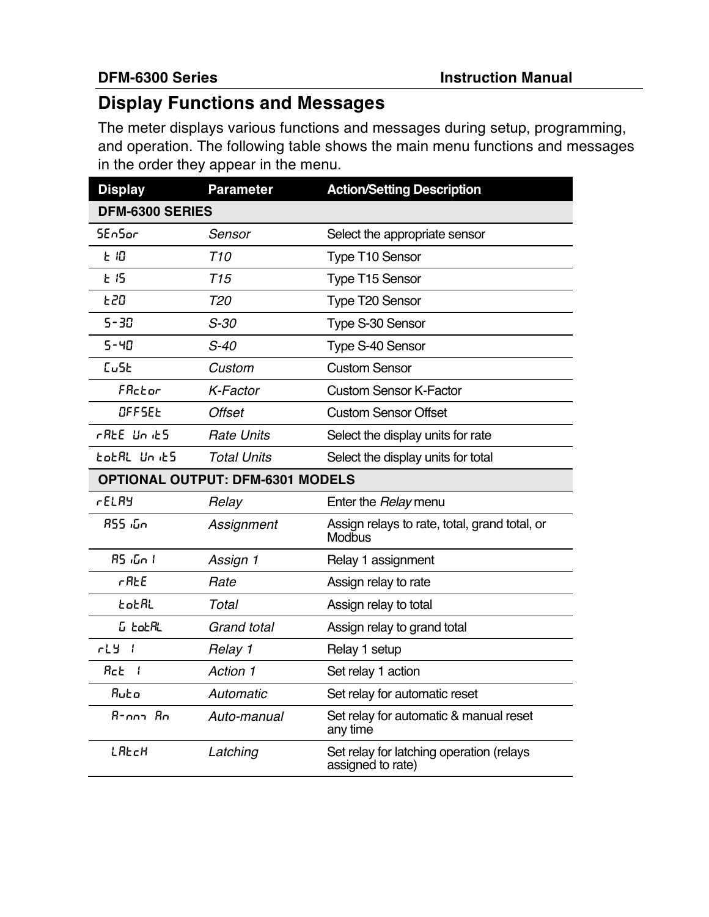## Display Functions and Messages

The meter displays various functions and messages during setup, programming, and operation. The following table shows the main menu functions and messages in the order they appear in the menu.

| Display | Parameter | Action/Setting Description |
|---|---|---|
| **DFM-6300 SERIES** | | |
| SEnSor | *Sensor* | Select the appropriate sensor |
| t 10 | *T10* | Type T10 Sensor |
| t 15 | *T15* | Type T15 Sensor |
| t20 | *T20* | Type T20 Sensor |
| S-30 | *S-30* | Type S-30 Sensor |
| S-40 | *S-40* | Type S-40 Sensor |
| CuSt | *Custom* | Custom Sensor |
| FActor | *K-Factor* | Custom Sensor K-Factor |
| OFFSEt | *Offset* | Custom Sensor Offset |
| rAtE Units | *Rate Units* | Select the display units for rate |
| totAL Units | *Total Units* | Select the display units for total |
| **OPTIONAL OUTPUT: DFM-6301 MODELS** | | |
| rELAY | *Relay* | Enter the *Relay* menu |
| ASSiGn | *Assignment* | Assign relays to rate, total, grand total, or Modbus |
| ASiGn 1 | *Assign 1* | Relay 1 assignment |
| rAtE | *Rate* | Assign relay to rate |
| totAL | *Total* | Assign relay to total |
| G totAL | *Grand total* | Assign relay to grand total |
| rLY 1 | *Relay 1* | Relay 1 setup |
| Act 1 | *Action 1* | Set relay 1 action |
| Auto | *Automatic* | Set relay for automatic reset |
| A-mAn | *Auto-manual* | Set relay for automatic & manual reset any time |
| LAtcH | *Latching* | Set relay for latching operation (relays assigned to rate) |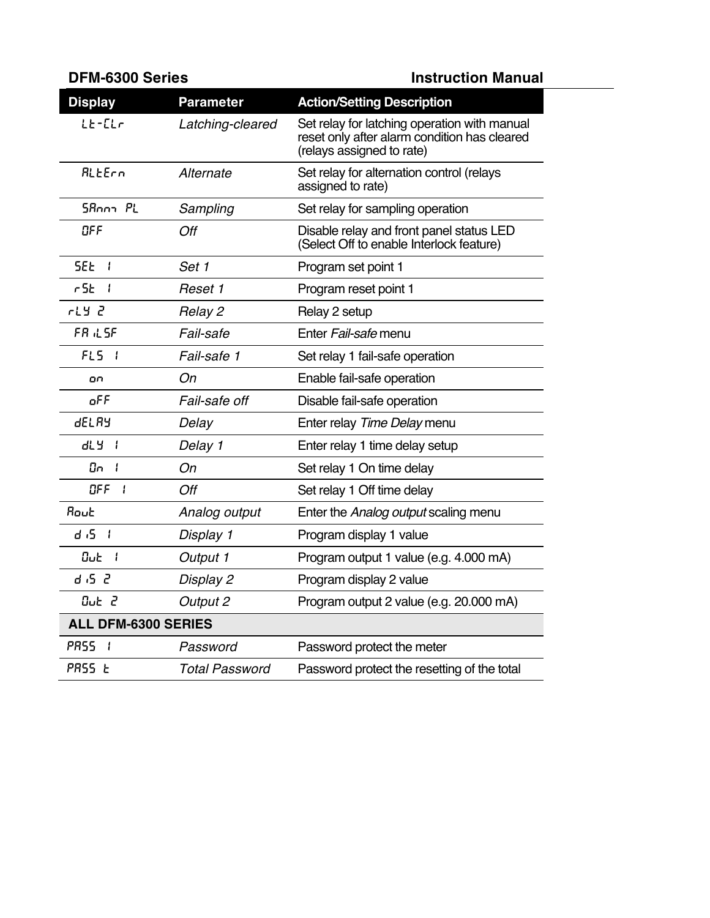| Display | Parameter | Action/Setting Description |
|---|---|---|
| Lt-CLr | *Latching-cleared* | Set relay for latching operation with manual reset only after alarm condition has cleared (relays assigned to rate) |
| ALtErn | *Alternate* | Set relay for alternation control (relays assigned to rate) |
| SAmPL | *Sampling* | Set relay for sampling operation |
| OFF | *Off* | Disable relay and front panel status LED (Select Off to enable Interlock feature) |
| SEt 1 | *Set 1* | Program set point 1 |
| rSt 1 | *Reset 1* | Program reset point 1 |
| rLY 2 | *Relay 2* | Relay 2 setup |
| FAiLSF | *Fail-safe* | Enter *Fail-safe* menu |
| FLS 1 | *Fail-safe 1* | Set relay 1 fail-safe operation |
| on | *On* | Enable fail-safe operation |
| oFF | *Fail-safe off* | Disable fail-safe operation |
| dELAY | *Delay* | Enter relay *Time Delay* menu |
| dLY 1 | *Delay 1* | Enter relay 1 time delay setup |
| On 1 | *On* | Set relay 1 On time delay |
| OFF 1 | *Off* | Set relay 1 Off time delay |
| Aout | *Analog output* | Enter the *Analog output* scaling menu |
| diS 1 | *Display 1* | Program display 1 value |
| Out 1 | *Output 1* | Program output 1 value (e.g. 4.000 mA) |
| diS 2 | *Display 2* | Program display 2 value |
| Out 2 | *Output 2* | Program output 2 value (e.g. 20.000 mA) |
| **ALL DFM-6300 SERIES** | | |
| PASS 1 | *Password* | Password protect the meter |
| PASS t | *Total Password* | Password protect the resetting of the total |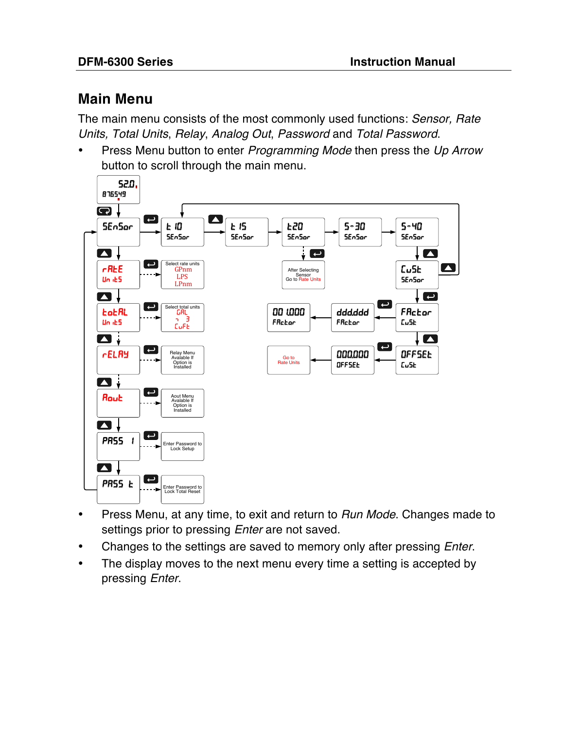## Main Menu

The main menu consists of the most commonly used functions: *Sensor, Rate Units, Total Units*, *Relay*, *Analog Out*, *Password* and *Total Password*.

- Press Menu button to enter *Programming Mode* then press the *Up Arrow* button to scroll through the main menu.

- Press Menu, at any time, to exit and return to *Run Mode*. Changes made to settings prior to pressing *Enter* are not saved.
- Changes to the settings are saved to memory only after pressing *Enter*.
- The display moves to the next menu every time a setting is accepted by pressing *Enter*.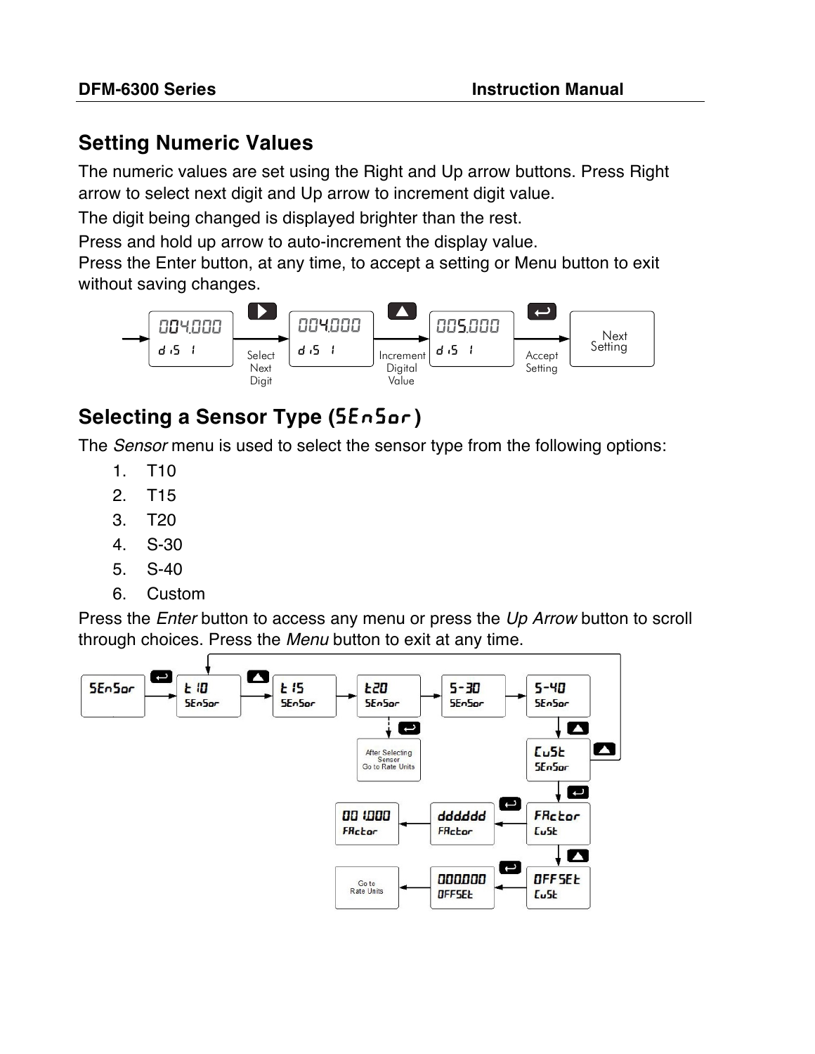## Setting Numeric Values

The numeric values are set using the Right and Up arrow buttons. Press Right arrow to select next digit and Up arrow to increment digit value.

The digit being changed is displayed brighter than the rest.

Press and hold up arrow to auto-increment the display value.
Press the Enter button, at any time, to accept a setting or Menu button to exit without saving changes.

## Selecting a Sensor Type (SEnSor)

The *Sensor* menu is used to select the sensor type from the following options:

1. T10
2. T15
3. T20
4. S-30
5. S-40
6. Custom

Press the *Enter* button to access any menu or press the *Up Arrow* button to scroll through choices. Press the *Menu* button to exit at any time.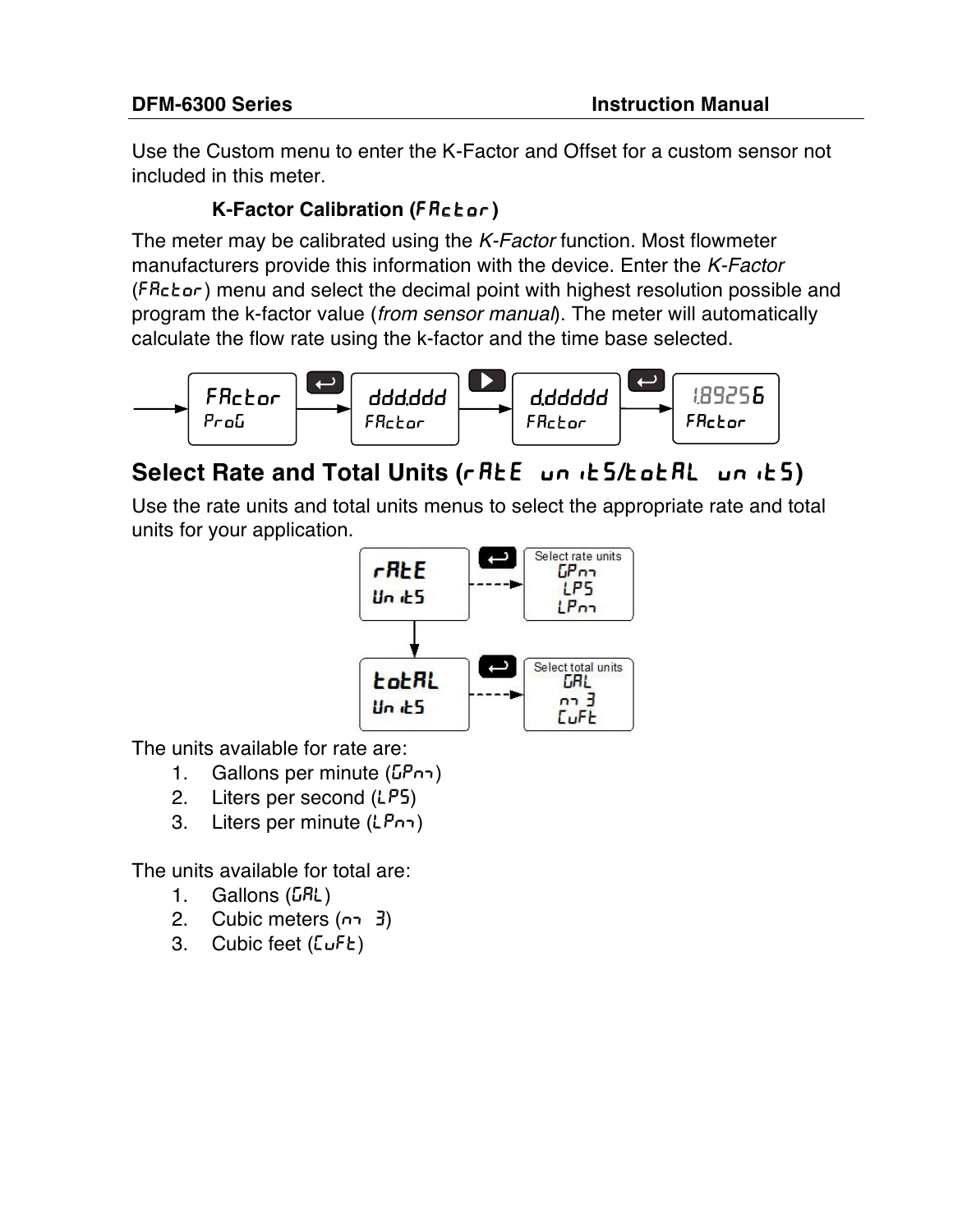Use the Custom menu to enter the K-Factor and Offset for a custom sensor not included in this meter.

### K-Factor Calibration (FActor)

The meter may be calibrated using the *K-Factor* function. Most flowmeter manufacturers provide this information with the device. Enter the *K-Factor* (FActor) menu and select the decimal point with highest resolution possible and program the k-factor value (*from sensor manual*). The meter will automatically calculate the flow rate using the k-factor and the time base selected.

FActor ProG → ddd.ddd FActor → d.ddddd FActor → 1.89256 FActor

## Select Rate and Total Units (rAtE unitS/totAL unitS)

Use the rate units and total units menus to select the appropriate rate and total units for your application.

rAtE UnitS → Select rate units: GPm, LPS, LPm

totAL UnitS → Select total units: GAL, m 3, CuFt

The units available for rate are:

1. Gallons per minute (GPm)
2. Liters per second (LPS)
3. Liters per minute (LPm)

The units available for total are:

1. Gallons (GAL)
2. Cubic meters (m 3)
3. Cubic feet (CuFt)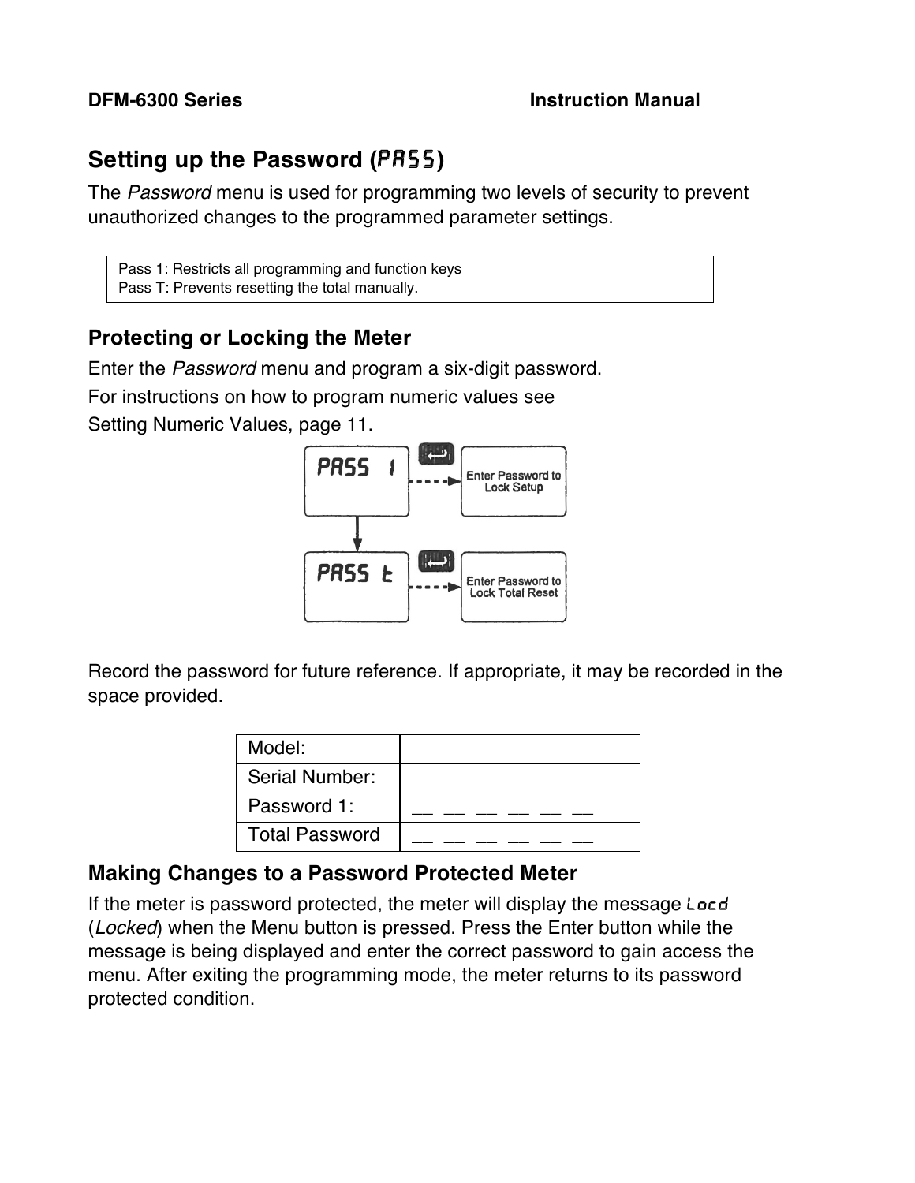## Setting up the Password (PASS)

The *Password* menu is used for programming two levels of security to prevent unauthorized changes to the programmed parameter settings.

Pass 1: Restricts all programming and function keys
Pass T: Prevents resetting the total manually.

### Protecting or Locking the Meter

Enter the *Password* menu and program a six-digit password.

For instructions on how to program numeric values see Setting Numeric Values, page 11.

PASS 1 → Enter Password to Lock Setup

PASS t → Enter Password to Lock Total Reset

Record the password for future reference. If appropriate, it may be recorded in the space provided.

| Model: | |
|---|---|
| Serial Number: | |
| Password 1: | __ __ __ __ __ __ |
| Total Password | __ __ __ __ __ __ |

### Making Changes to a Password Protected Meter

If the meter is password protected, the meter will display the message Locd (*Locked*) when the Menu button is pressed. Press the Enter button while the message is being displayed and enter the correct password to gain access the menu. After exiting the programming mode, the meter returns to its password protected condition.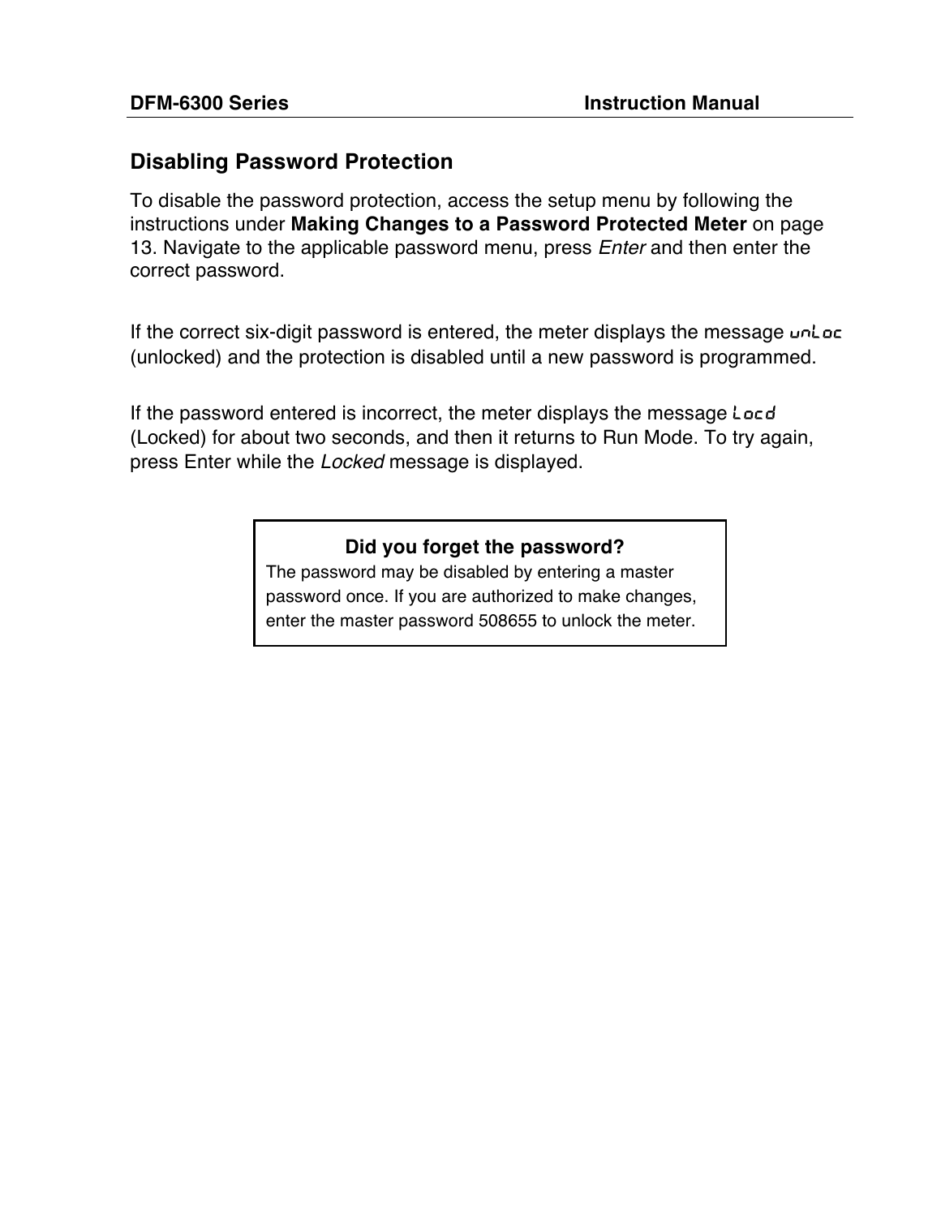## Disabling Password Protection

To disable the password protection, access the setup menu by following the instructions under **Making Changes to a Password Protected Meter** on page 13. Navigate to the applicable password menu, press *Enter* and then enter the correct password.

If the correct six-digit password is entered, the meter displays the message unLoc (unlocked) and the protection is disabled until a new password is programmed.

If the password entered is incorrect, the meter displays the message Locd (Locked) for about two seconds, and then it returns to Run Mode. To try again, press Enter while the *Locked* message is displayed.

**Did you forget the password?**

The password may be disabled by entering a master password once. If you are authorized to make changes, enter the master password 508655 to unlock the meter.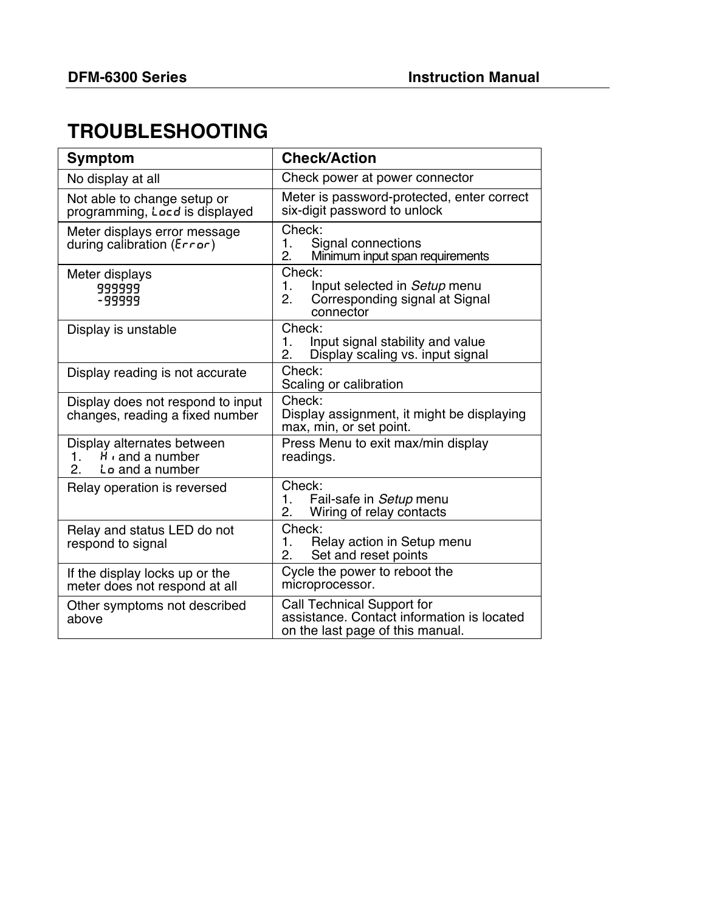# TROUBLESHOOTING

| Symptom | Check/Action |
| --- | --- |
| No display at all | Check power at power connector |
| Not able to change setup or programming, Locd is displayed | Meter is password-protected, enter correct six-digit password to unlock |
| Meter displays error message during calibration (Error) | Check:<br>1. Signal connections<br>2. Minimum input span requirements |
| Meter displays<br>999999<br>-99999 | Check:<br>1. Input selected in *Setup* menu<br>2. Corresponding signal at Signal connector |
| Display is unstable | Check:<br>1. Input signal stability and value<br>2. Display scaling vs. input signal |
| Display reading is not accurate | Check:<br>Scaling or calibration |
| Display does not respond to input changes, reading a fixed number | Check:<br>Display assignment, it might be displaying max, min, or set point. |
| Display alternates between<br>1. Hi and a number<br>2. Lo and a number | Press Menu to exit max/min display readings. |
| Relay operation is reversed | Check:<br>1. Fail-safe in *Setup* menu<br>2. Wiring of relay contacts |
| Relay and status LED do not respond to signal | Check:<br>1. Relay action in Setup menu<br>2. Set and reset points |
| If the display locks up or the meter does not respond at all | Cycle the power to reboot the microprocessor. |
| Other symptoms not described above | Call Technical Support for assistance. Contact information is located on the last page of this manual. |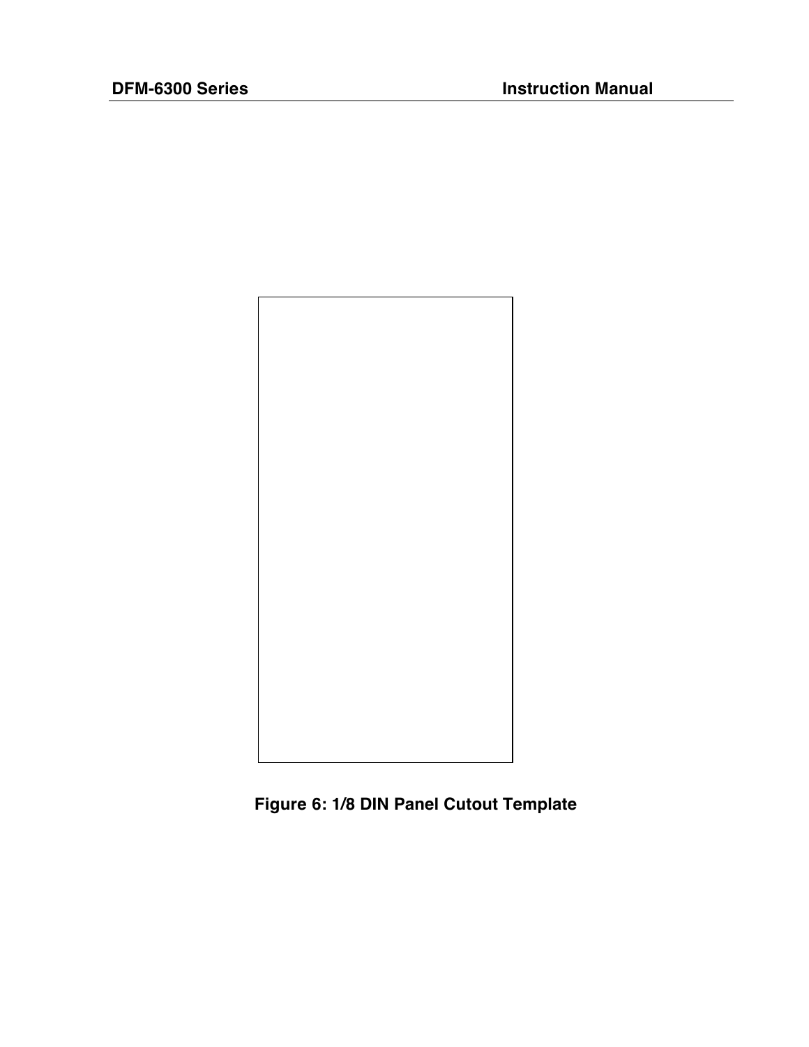**Figure 6: 1/8 DIN Panel Cutout Template**